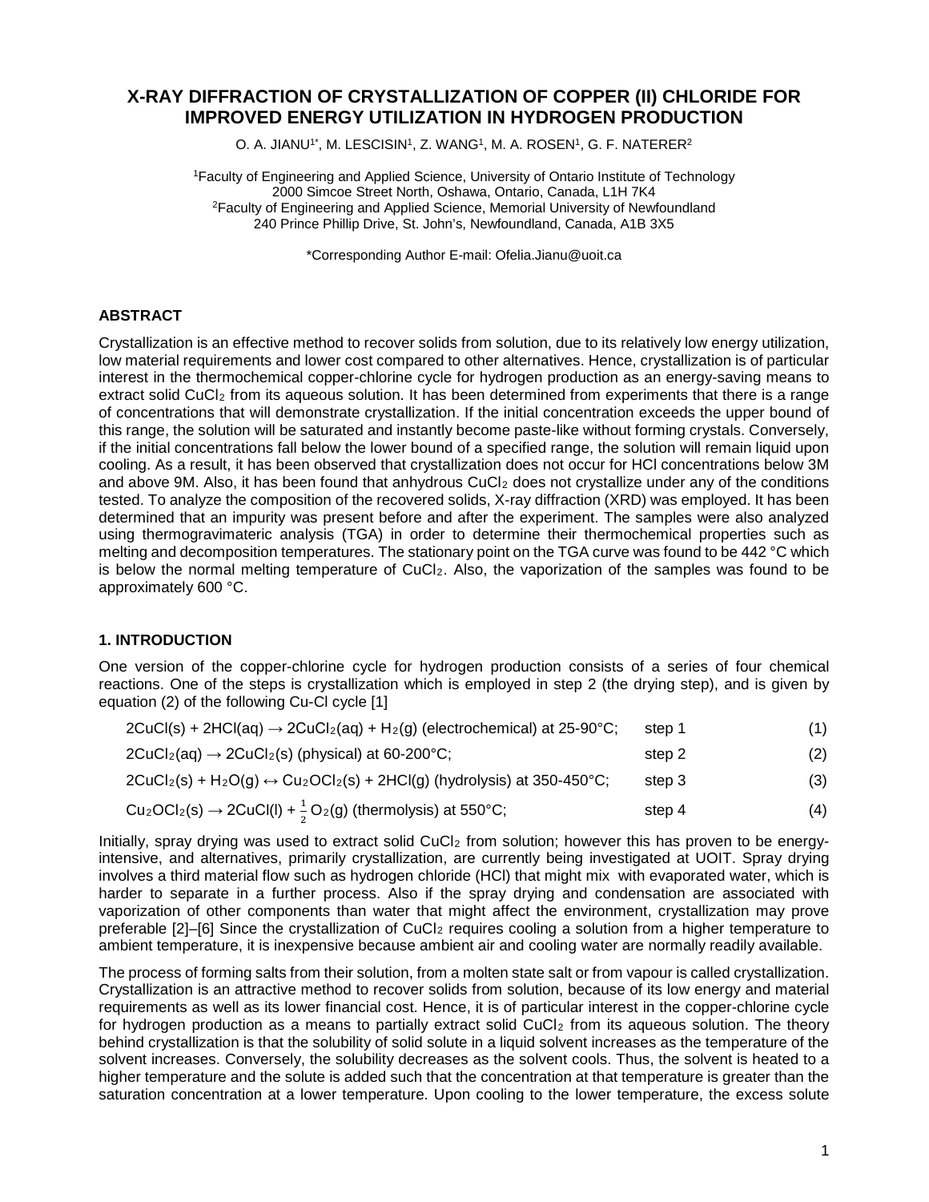# X-RAY DIFFRACTION OF CRYSTALLIZATION OF COPPER (II) CHLORIDE FOR IMPROVED ENERGY UTILIZATION IN HYDROGEN PRODUCTION

O. A. JIANU[1*], M. LESCISIN[1], Z. WANG[1], M. A. ROSEN[1], G. F. NATERER[2]

[1]Faculty of Engineering and Applied Science, University of Ontario Institute of Technology
2000 Simcoe Street North, Oshawa, Ontario, Canada, L1H 7K4
[2]Faculty of Engineering and Applied Science, Memorial University of Newfoundland
240 Prince Phillip Drive, St. John's, Newfoundland, Canada, A1B 3X5

*Corresponding Author E-mail: Ofelia.Jianu@uoit.ca

## ABSTRACT

Crystallization is an effective method to recover solids from solution, due to its relatively low energy utilization, low material requirements and lower cost compared to other alternatives. Hence, crystallization is of particular interest in the thermochemical copper-chlorine cycle for hydrogen production as an energy-saving means to extract solid $CuCl_2$ from its aqueous solution. It has been determined from experiments that there is a range of concentrations that will demonstrate crystallization. If the initial concentration exceeds the upper bound of this range, the solution will be saturated and instantly become paste-like without forming crystals. Conversely, if the initial concentrations fall below the lower bound of a specified range, the solution will remain liquid upon cooling. As a result, it has been observed that crystallization does not occur for HCl concentrations below 3M and above 9M. Also, it has been found that anhydrous $CuCl_2$ does not crystallize under any of the conditions tested. To analyze the composition of the recovered solids, X-ray diffraction (XRD) was employed. It has been determined that an impurity was present before and after the experiment. The samples were also analyzed using thermogravimateric analysis (TGA) in order to determine their thermochemical properties such as melting and decomposition temperatures. The stationary point on the TGA curve was found to be 442 °C which is below the normal melting temperature of $CuCl_2$. Also, the vaporization of the samples was found to be approximately 600 °C.

## 1. INTRODUCTION

One version of the copper-chlorine cycle for hydrogen production consists of a series of four chemical reactions. One of the steps is crystallization which is employed in step 2 (the drying step), and is given by equation (2) of the following Cu-Cl cycle [1]

$$2CuCl(s) + 2HCl(aq) \rightarrow 2CuCl_2(aq) + H_2(g) \text{ (electrochemical) at 25-90°C; step 1} \quad (1)$$

$$2CuCl_2(aq) \rightarrow 2CuCl_2(s) \text{ (physical) at 60-200°C; step 2} \quad (2)$$

$$2CuCl_2(s) + H_2O(g) \leftrightarrow Cu_2OCl_2(s) + 2HCl(g) \text{ (hydrolysis) at 350-450°C; step 3} \quad (3)$$

$$Cu_2OCl_2(s) \rightarrow 2CuCl(l) + \tfrac{1}{2}O_2(g) \text{ (thermolysis) at 550°C; step 4} \quad (4)$$

Initially, spray drying was used to extract solid $CuCl_2$ from solution; however this has proven to be energy-intensive, and alternatives, primarily crystallization, are currently being investigated at UOIT. Spray drying involves a third material flow such as hydrogen chloride (HCl) that might mix with evaporated water, which is harder to separate in a further process. Also if the spray drying and condensation are associated with vaporization of other components than water that might affect the environment, crystallization may prove preferable [2]–[6] Since the crystallization of $CuCl_2$ requires cooling a solution from a higher temperature to ambient temperature, it is inexpensive because ambient air and cooling water are normally readily available.

The process of forming salts from their solution, from a molten state salt or from vapour is called crystallization. Crystallization is an attractive method to recover solids from solution, because of its low energy and material requirements as well as its lower financial cost. Hence, it is of particular interest in the copper-chlorine cycle for hydrogen production as a means to partially extract solid $CuCl_2$ from its aqueous solution. The theory behind crystallization is that the solubility of solid solute in a liquid solvent increases as the temperature of the solvent increases. Conversely, the solubility decreases as the solvent cools. Thus, the solvent is heated to a higher temperature and the solute is added such that the concentration at that temperature is greater than the saturation concentration at a lower temperature. Upon cooling to the lower temperature, the excess solute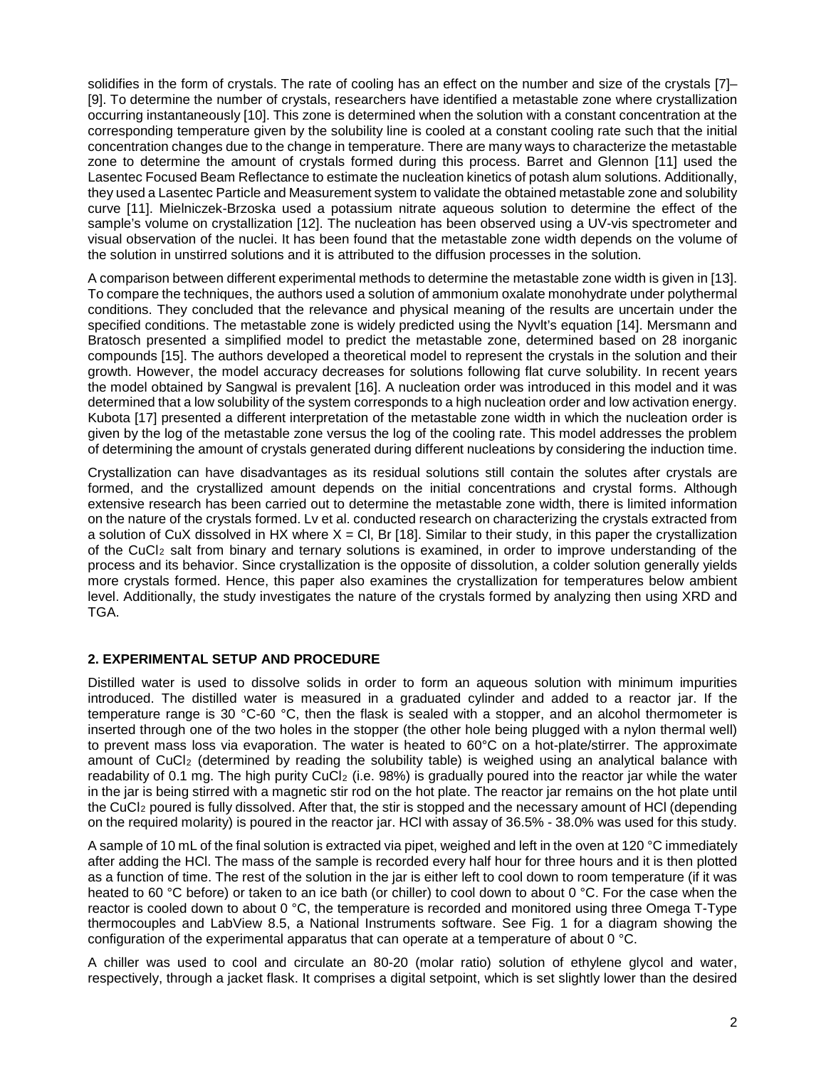solidifies in the form of crystals. The rate of cooling has an effect on the number and size of the crystals [7]–[9]. To determine the number of crystals, researchers have identified a metastable zone where crystallization occurring instantaneously [10]. This zone is determined when the solution with a constant concentration at the corresponding temperature given by the solubility line is cooled at a constant cooling rate such that the initial concentration changes due to the change in temperature. There are many ways to characterize the metastable zone to determine the amount of crystals formed during this process. Barret and Glennon [11] used the Lasentec Focused Beam Reflectance to estimate the nucleation kinetics of potash alum solutions. Additionally, they used a Lasentec Particle and Measurement system to validate the obtained metastable zone and solubility curve [11]. Mielniczek-Brzoska used a potassium nitrate aqueous solution to determine the effect of the sample's volume on crystallization [12]. The nucleation has been observed using a UV-vis spectrometer and visual observation of the nuclei. It has been found that the metastable zone width depends on the volume of the solution in unstirred solutions and it is attributed to the diffusion processes in the solution.

A comparison between different experimental methods to determine the metastable zone width is given in [13]. To compare the techniques, the authors used a solution of ammonium oxalate monohydrate under polythermal conditions. They concluded that the relevance and physical meaning of the results are uncertain under the specified conditions. The metastable zone is widely predicted using the Nyvlt's equation [14]. Mersmann and Bratosch presented a simplified model to predict the metastable zone, determined based on 28 inorganic compounds [15]. The authors developed a theoretical model to represent the crystals in the solution and their growth. However, the model accuracy decreases for solutions following flat curve solubility. In recent years the model obtained by Sangwal is prevalent [16]. A nucleation order was introduced in this model and it was determined that a low solubility of the system corresponds to a high nucleation order and low activation energy. Kubota [17] presented a different interpretation of the metastable zone width in which the nucleation order is given by the log of the metastable zone versus the log of the cooling rate. This model addresses the problem of determining the amount of crystals generated during different nucleations by considering the induction time.

Crystallization can have disadvantages as its residual solutions still contain the solutes after crystals are formed, and the crystallized amount depends on the initial concentrations and crystal forms. Although extensive research has been carried out to determine the metastable zone width, there is limited information on the nature of the crystals formed. Lv et al. conducted research on characterizing the crystals extracted from a solution of CuX dissolved in HX where X = Cl, Br [18]. Similar to their study, in this paper the crystallization of the $CuCl_2$ salt from binary and ternary solutions is examined, in order to improve understanding of the process and its behavior. Since crystallization is the opposite of dissolution, a colder solution generally yields more crystals formed. Hence, this paper also examines the crystallization for temperatures below ambient level. Additionally, the study investigates the nature of the crystals formed by analyzing then using XRD and TGA.

## 2. EXPERIMENTAL SETUP AND PROCEDURE

Distilled water is used to dissolve solids in order to form an aqueous solution with minimum impurities introduced. The distilled water is measured in a graduated cylinder and added to a reactor jar. If the temperature range is 30 °C-60 °C, then the flask is sealed with a stopper, and an alcohol thermometer is inserted through one of the two holes in the stopper (the other hole being plugged with a nylon thermal well) to prevent mass loss via evaporation. The water is heated to 60°C on a hot-plate/stirrer. The approximate amount of $CuCl_2$ (determined by reading the solubility table) is weighed using an analytical balance with readability of 0.1 mg. The high purity $CuCl_2$ (i.e. 98%) is gradually poured into the reactor jar while the water in the jar is being stirred with a magnetic stir rod on the hot plate. The reactor jar remains on the hot plate until the $CuCl_2$ poured is fully dissolved. After that, the stir is stopped and the necessary amount of HCl (depending on the required molarity) is poured in the reactor jar. HCl with assay of 36.5% - 38.0% was used for this study.

A sample of 10 mL of the final solution is extracted via pipet, weighed and left in the oven at 120 °C immediately after adding the HCl. The mass of the sample is recorded every half hour for three hours and it is then plotted as a function of time. The rest of the solution in the jar is either left to cool down to room temperature (if it was heated to 60 °C before) or taken to an ice bath (or chiller) to cool down to about 0 °C. For the case when the reactor is cooled down to about 0 °C, the temperature is recorded and monitored using three Omega T-Type thermocouples and LabView 8.5, a National Instruments software. See Fig. 1 for a diagram showing the configuration of the experimental apparatus that can operate at a temperature of about 0 °C.

A chiller was used to cool and circulate an 80-20 (molar ratio) solution of ethylene glycol and water, respectively, through a jacket flask. It comprises a digital setpoint, which is set slightly lower than the desired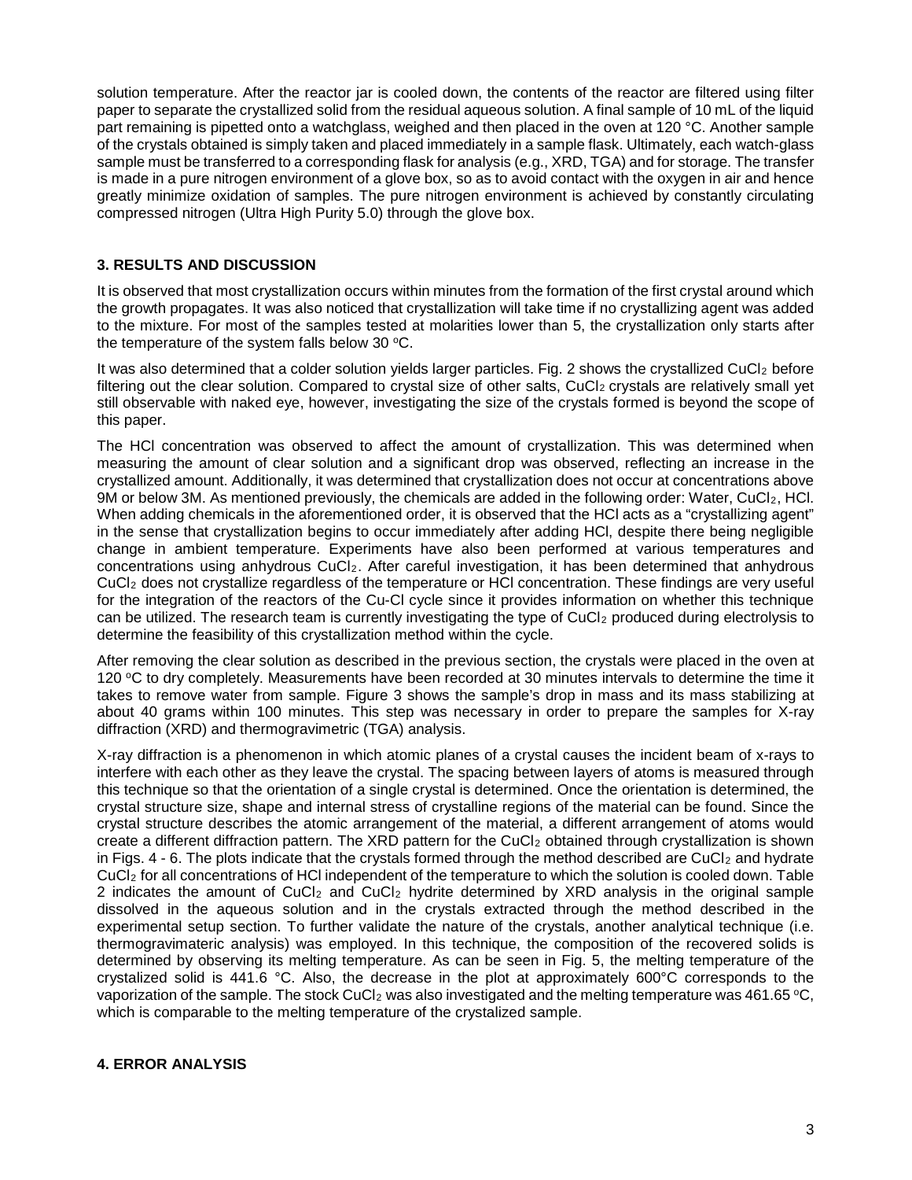solution temperature. After the reactor jar is cooled down, the contents of the reactor are filtered using filter paper to separate the crystallized solid from the residual aqueous solution. A final sample of 10 mL of the liquid part remaining is pipetted onto a watchglass, weighed and then placed in the oven at 120 °C. Another sample of the crystals obtained is simply taken and placed immediately in a sample flask. Ultimately, each watch-glass sample must be transferred to a corresponding flask for analysis (e.g., XRD, TGA) and for storage. The transfer is made in a pure nitrogen environment of a glove box, so as to avoid contact with the oxygen in air and hence greatly minimize oxidation of samples. The pure nitrogen environment is achieved by constantly circulating compressed nitrogen (Ultra High Purity 5.0) through the glove box.

## 3. RESULTS AND DISCUSSION

It is observed that most crystallization occurs within minutes from the formation of the first crystal around which the growth propagates. It was also noticed that crystallization will take time if no crystallizing agent was added to the mixture. For most of the samples tested at molarities lower than 5, the crystallization only starts after the temperature of the system falls below 30 °C.

It was also determined that a colder solution yields larger particles. Fig. 2 shows the crystallized $CuCl_2$ before filtering out the clear solution. Compared to crystal size of other salts, $CuCl_2$ crystals are relatively small yet still observable with naked eye, however, investigating the size of the crystals formed is beyond the scope of this paper.

The HCl concentration was observed to affect the amount of crystallization. This was determined when measuring the amount of clear solution and a significant drop was observed, reflecting an increase in the crystallized amount. Additionally, it was determined that crystallization does not occur at concentrations above 9M or below 3M. As mentioned previously, the chemicals are added in the following order: Water, $CuCl_2$, HCl. When adding chemicals in the aforementioned order, it is observed that the HCl acts as a "crystallizing agent" in the sense that crystallization begins to occur immediately after adding HCl, despite there being negligible change in ambient temperature. Experiments have also been performed at various temperatures and concentrations using anhydrous $CuCl_2$. After careful investigation, it has been determined that anhydrous $CuCl_2$ does not crystallize regardless of the temperature or HCl concentration. These findings are very useful for the integration of the reactors of the Cu-Cl cycle since it provides information on whether this technique can be utilized. The research team is currently investigating the type of $CuCl_2$ produced during electrolysis to determine the feasibility of this crystallization method within the cycle.

After removing the clear solution as described in the previous section, the crystals were placed in the oven at 120 °C to dry completely. Measurements have been recorded at 30 minutes intervals to determine the time it takes to remove water from sample. Figure 3 shows the sample's drop in mass and its mass stabilizing at about 40 grams within 100 minutes. This step was necessary in order to prepare the samples for X-ray diffraction (XRD) and thermogravimetric (TGA) analysis.

X-ray diffraction is a phenomenon in which atomic planes of a crystal causes the incident beam of x-rays to interfere with each other as they leave the crystal. The spacing between layers of atoms is measured through this technique so that the orientation of a single crystal is determined. Once the orientation is determined, the crystal structure size, shape and internal stress of crystalline regions of the material can be found. Since the crystal structure describes the atomic arrangement of the material, a different arrangement of atoms would create a different diffraction pattern. The XRD pattern for the $CuCl_2$ obtained through crystallization is shown in Figs. 4 - 6. The plots indicate that the crystals formed through the method described are $CuCl_2$ and hydrate $CuCl_2$ for all concentrations of HCl independent of the temperature to which the solution is cooled down. Table 2 indicates the amount of $CuCl_2$ and $CuCl_2$ hydrite determined by XRD analysis in the original sample dissolved in the aqueous solution and in the crystals extracted through the method described in the experimental setup section. To further validate the nature of the crystals, another analytical technique (i.e. thermogravimateric analysis) was employed. In this technique, the composition of the recovered solids is determined by observing its melting temperature. As can be seen in Fig. 5, the melting temperature of the crystalized solid is 441.6 °C. Also, the decrease in the plot at approximately 600°C corresponds to the vaporization of the sample. The stock $CuCl_2$ was also investigated and the melting temperature was 461.65 °C, which is comparable to the melting temperature of the crystalized sample.

## 4. ERROR ANALYSIS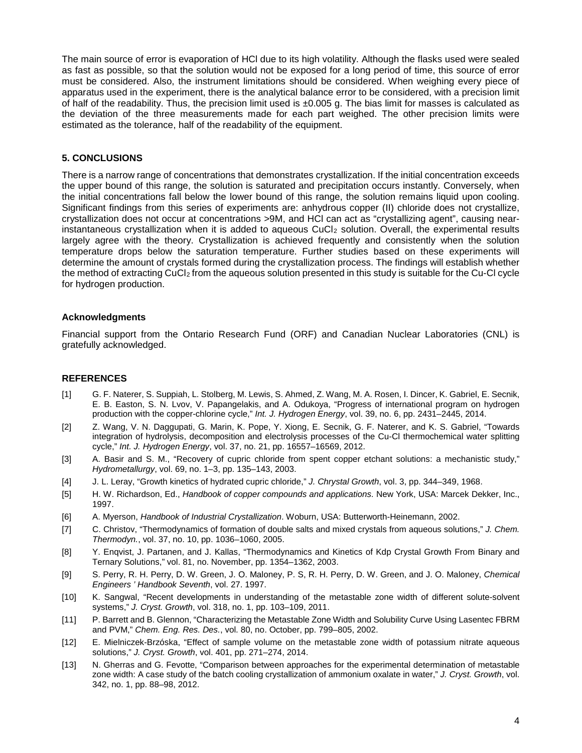The main source of error is evaporation of HCl due to its high volatility. Although the flasks used were sealed as fast as possible, so that the solution would not be exposed for a long period of time, this source of error must be considered. Also, the instrument limitations should be considered. When weighing every piece of apparatus used in the experiment, there is the analytical balance error to be considered, with a precision limit of half of the readability. Thus, the precision limit used is ±0.005 g. The bias limit for masses is calculated as the deviation of the three measurements made for each part weighed. The other precision limits were estimated as the tolerance, half of the readability of the equipment.

## 5. CONCLUSIONS

There is a narrow range of concentrations that demonstrates crystallization. If the initial concentration exceeds the upper bound of this range, the solution is saturated and precipitation occurs instantly. Conversely, when the initial concentrations fall below the lower bound of this range, the solution remains liquid upon cooling. Significant findings from this series of experiments are: anhydrous copper (II) chloride does not crystallize, crystallization does not occur at concentrations >9M, and HCl can act as "crystallizing agent", causing near-instantaneous crystallization when it is added to aqueous $CuCl_2$ solution. Overall, the experimental results largely agree with the theory. Crystallization is achieved frequently and consistently when the solution temperature drops below the saturation temperature. Further studies based on these experiments will determine the amount of crystals formed during the crystallization process. The findings will establish whether the method of extracting $CuCl_2$ from the aqueous solution presented in this study is suitable for the Cu-Cl cycle for hydrogen production.

### Acknowledgments

Financial support from the Ontario Research Fund (ORF) and Canadian Nuclear Laboratories (CNL) is gratefully acknowledged.

### REFERENCES

[1] G. F. Naterer, S. Suppiah, L. Stolberg, M. Lewis, S. Ahmed, Z. Wang, M. A. Rosen, I. Dincer, K. Gabriel, E. Secnik, E. B. Easton, S. N. Lvov, V. Papangelakis, and A. Odukoya, "Progress of international program on hydrogen production with the copper-chlorine cycle," *Int. J. Hydrogen Energy*, vol. 39, no. 6, pp. 2431–2445, 2014.

[2] Z. Wang, V. N. Daggupati, G. Marin, K. Pope, Y. Xiong, E. Secnik, G. F. Naterer, and K. S. Gabriel, "Towards integration of hydrolysis, decomposition and electrolysis processes of the Cu-Cl thermochemical water splitting cycle," *Int. J. Hydrogen Energy*, vol. 37, no. 21, pp. 16557–16569, 2012.

[3] A. Basir and S. M., "Recovery of cupric chloride from spent copper etchant solutions: a mechanistic study," *Hydrometallurgy*, vol. 69, no. 1–3, pp. 135–143, 2003.

[4] J. L. Leray, "Growth kinetics of hydrated cupric chloride," *J. Chrystal Growth*, vol. 3, pp. 344–349, 1968.

[5] H. W. Richardson, Ed., *Handbook of copper compounds and applications*. New York, USA: Marcek Dekker, Inc., 1997.

[6] A. Myerson, *Handbook of Industrial Crystallization*. Woburn, USA: Butterworth-Heinemann, 2002.

[7] C. Christov, "Thermodynamics of formation of double salts and mixed crystals from aqueous solutions," *J. Chem. Thermodyn.*, vol. 37, no. 10, pp. 1036–1060, 2005.

[8] Y. Enqvist, J. Partanen, and J. Kallas, "Thermodynamics and Kinetics of Kdp Crystal Growth From Binary and Ternary Solutions," vol. 81, no. November, pp. 1354–1362, 2003.

[9] S. Perry, R. H. Perry, D. W. Green, J. O. Maloney, P. S, R. H. Perry, D. W. Green, and J. O. Maloney, *Chemical Engineers ' Handbook Seventh*, vol. 27. 1997.

[10] K. Sangwal, "Recent developments in understanding of the metastable zone width of different solute-solvent systems," *J. Cryst. Growth*, vol. 318, no. 1, pp. 103–109, 2011.

[11] P. Barrett and B. Glennon, "Characterizing the Metastable Zone Width and Solubility Curve Using Lasentec FBRM and PVM," *Chem. Eng. Res. Des.*, vol. 80, no. October, pp. 799–805, 2002.

[12] E. Mielniczek-Brzóska, "Effect of sample volume on the metastable zone width of potassium nitrate aqueous solutions," *J. Cryst. Growth*, vol. 401, pp. 271–274, 2014.

[13] N. Gherras and G. Fevotte, "Comparison between approaches for the experimental determination of metastable zone width: A case study of the batch cooling crystallization of ammonium oxalate in water," *J. Cryst. Growth*, vol. 342, no. 1, pp. 88–98, 2012.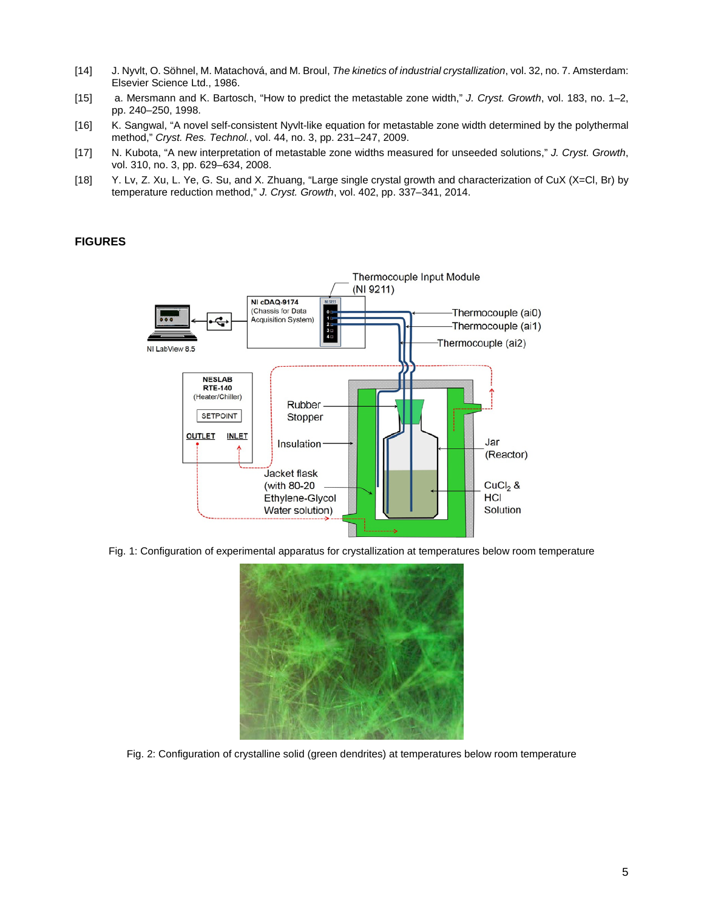[14] J. Nyvlt, O. Söhnel, M. Matachová, and M. Broul, *The kinetics of industrial crystallization*, vol. 32, no. 7. Amsterdam: Elsevier Science Ltd., 1986.

[15] a. Mersmann and K. Bartosch, "How to predict the metastable zone width," *J. Cryst. Growth*, vol. 183, no. 1–2, pp. 240–250, 1998.

[16] K. Sangwal, "A novel self-consistent Nyvlt-like equation for metastable zone width determined by the polythermal method," *Cryst. Res. Technol.*, vol. 44, no. 3, pp. 231–247, 2009.

[17] N. Kubota, "A new interpretation of metastable zone widths measured for unseeded solutions," *J. Cryst. Growth*, vol. 310, no. 3, pp. 629–634, 2008.

[18] Y. Lv, Z. Xu, L. Ye, G. Su, and X. Zhuang, "Large single crystal growth and characterization of CuX (X=Cl, Br) by temperature reduction method," *J. Cryst. Growth*, vol. 402, pp. 337–341, 2014.

## FIGURES

Fig. 1: Configuration of experimental apparatus for crystallization at temperatures below room temperature

Fig. 2: Configuration of crystalline solid (green dendrites) at temperatures below room temperature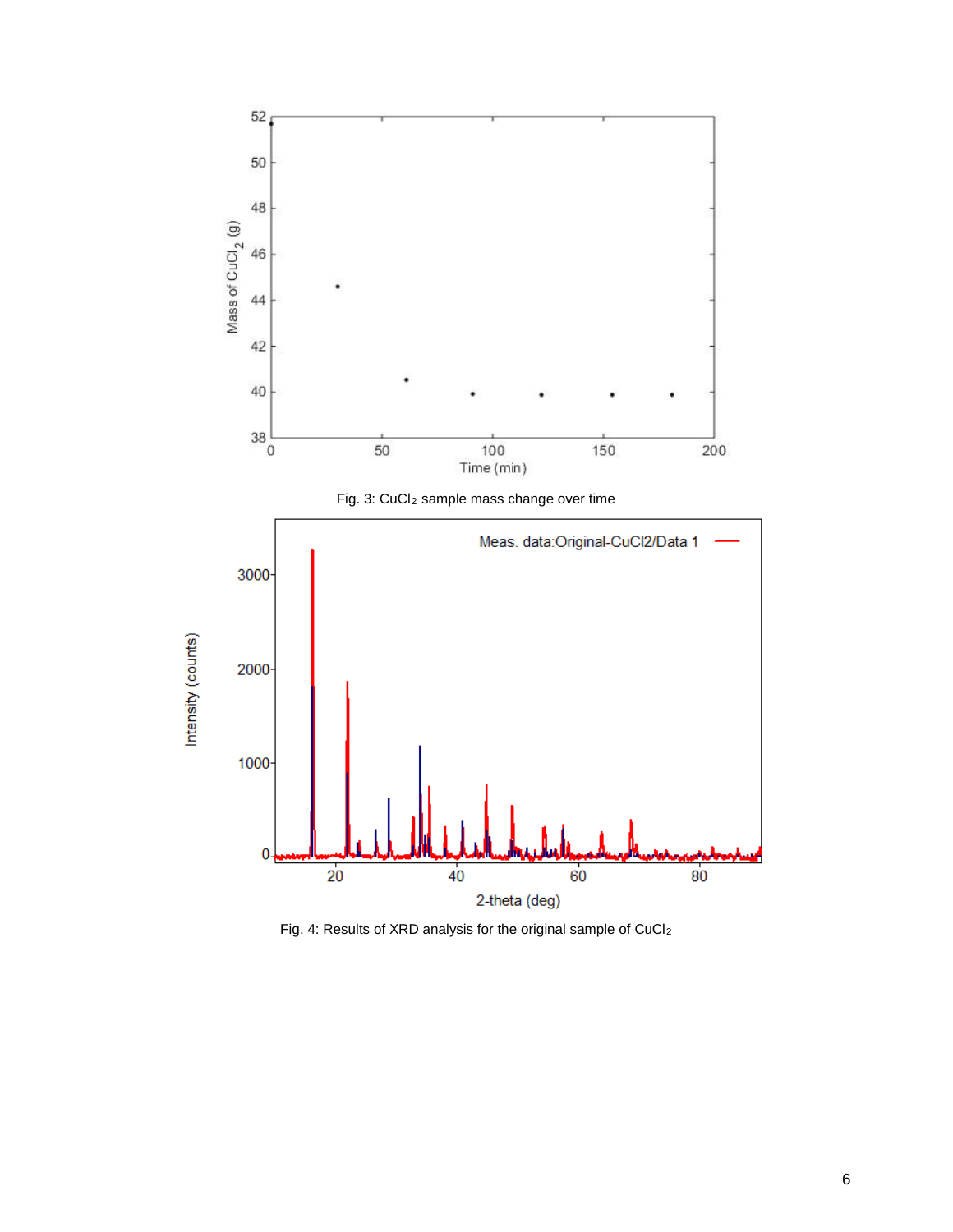52

50

48

46

44

42

40

38

0

50

100

150

200

Mass of $CuCl_2$ (g)

Time (min)

Fig. 3: $CuCl_2$ sample mass change over time

Meas. data:Original-CuCl2/Data 1

3000

2000

1000

0

20

40

60

80

Intensity (counts)

2-theta (deg)

Fig. 4: Results of XRD analysis for the original sample of $CuCl_2$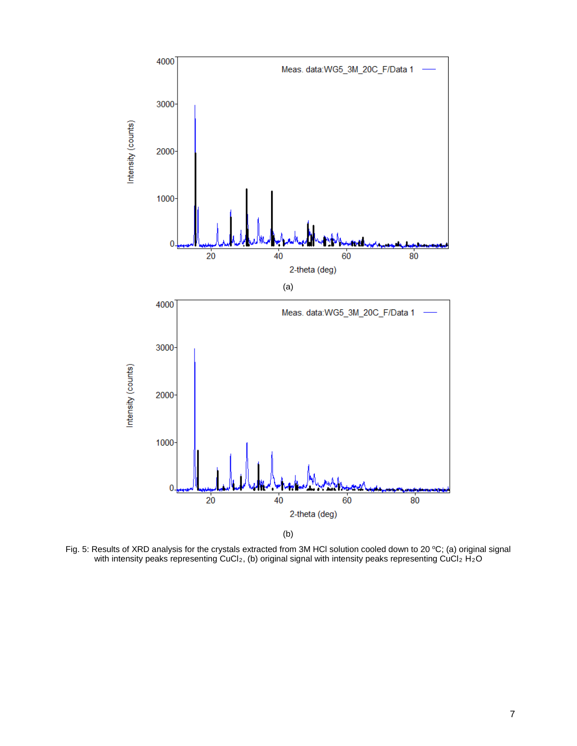4000

3000

2000

1000

0

Intensity (counts)

Meas. data:WG5_3M_20C_F/Data 1

20

40

60

80

2-theta (deg)

(a)

4000

3000

2000

1000

0

Intensity (counts)

Meas. data:WG5_3M_20C_F/Data 1

20

40

60

80

2-theta (deg)

(b)

Fig. 5: Results of XRD analysis for the crystals extracted from 3M HCl solution cooled down to 20 ºC; (a) original signal with intensity peaks representing $CuCl_2$, (b) original signal with intensity peaks representing $CuCl_2$ $H_2O$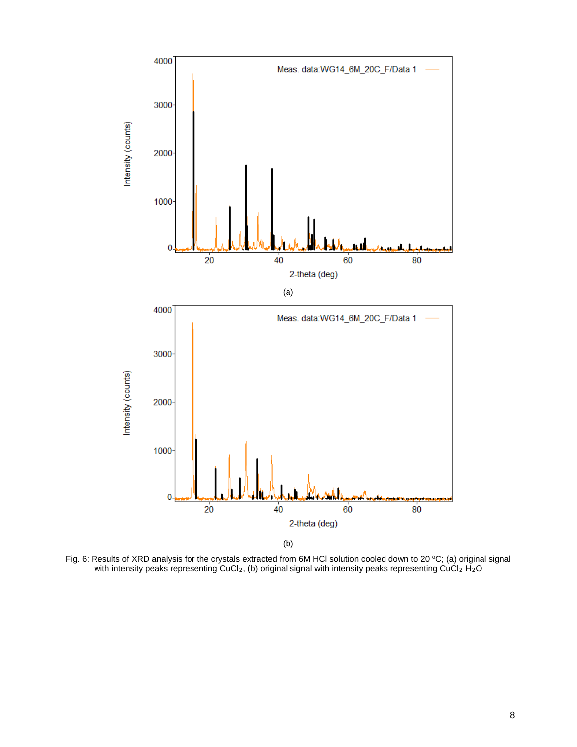4000

3000

2000

1000

0

Intensity (counts)

Meas. data:WG14_6M_20C_F/Data 1

20

40

60

80

2-theta (deg)

(a)

4000

3000

2000

1000

0

Intensity (counts)

Meas. data:WG14_6M_20C_F/Data 1

20

40

60

80

2-theta (deg)

(b)

Fig. 6: Results of XRD analysis for the crystals extracted from 6M HCl solution cooled down to 20 ºC; (a) original signal with intensity peaks representing $CuCl_2$, (b) original signal with intensity peaks representing $CuCl_2$ $H_2O$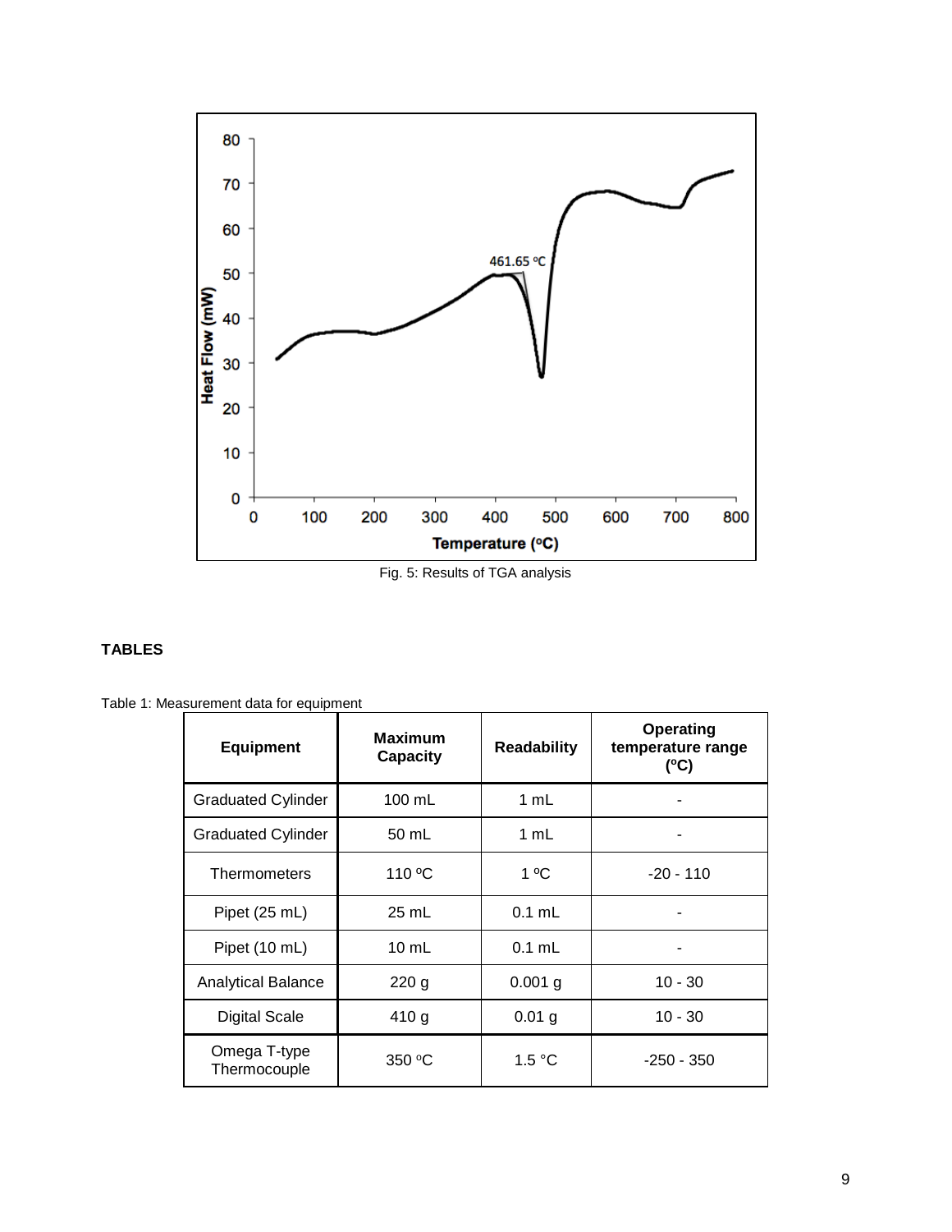80
70
60
50
40
30
20
10
0

Heat Flow (mW)

461.65 °C

0
100
200
300
400
500
600
700
800

Temperature (°C)

Fig. 5: Results of TGA analysis

## TABLES

Table 1: Measurement data for equipment

| Equipment | Maximum Capacity | Readability | Operating temperature range (°C) |
|---|---|---|---|
| Graduated Cylinder | 100 mL | 1 mL | - |
| Graduated Cylinder | 50 mL | 1 mL | - |
| Thermometers | 110 °C | 1 °C | -20 - 110 |
| Pipet (25 mL) | 25 mL | 0.1 mL | - |
| Pipet (10 mL) | 10 mL | 0.1 mL | - |
| Analytical Balance | 220 g | 0.001 g | 10 - 30 |
| Digital Scale | 410 g | 0.01 g | 10 - 30 |
| Omega T-type Thermocouple | 350 °C | 1.5 °C | -250 - 350 |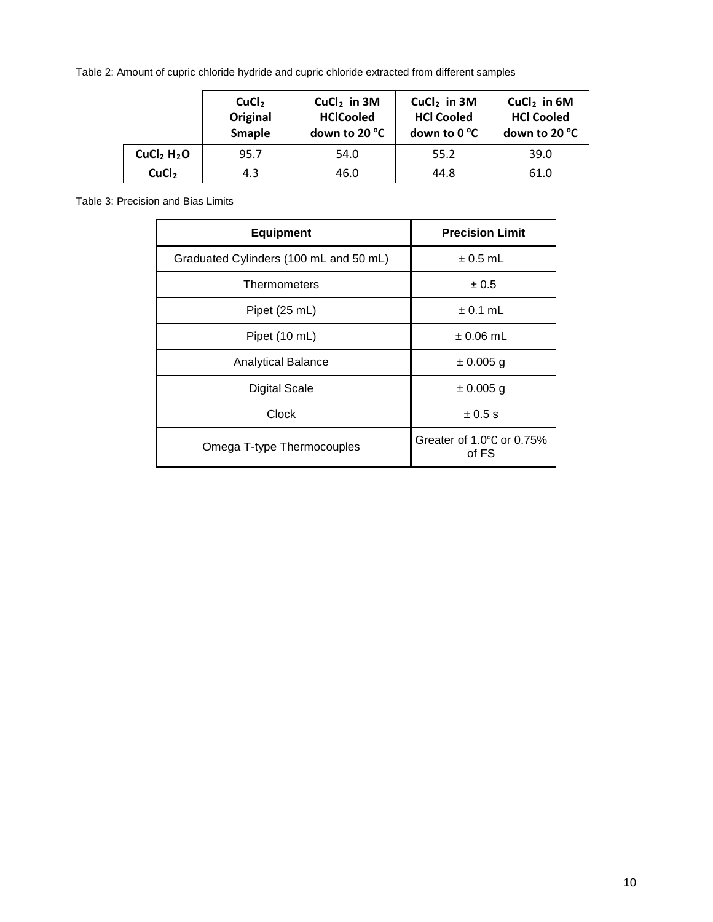Table 2: Amount of cupric chloride hydride and cupric chloride extracted from different samples

| | $CuCl_2$ Original Smaple | $CuCl_2$ in 3M HClCooled down to 20 °C | $CuCl_2$ in 3M HCl Cooled down to 0 °C | $CuCl_2$ in 6M HCl Cooled down to 20 °C |
|---|---|---|---|---|
| $CuCl_2\ H_2O$ | 95.7 | 54.0 | 55.2 | 39.0 |
| $CuCl_2$ | 4.3 | 46.0 | 44.8 | 61.0 |

Table 3: Precision and Bias Limits

| Equipment | Precision Limit |
|---|---|
| Graduated Cylinders (100 mL and 50 mL) | ± 0.5 mL |
| Thermometers | ± 0.5 |
| Pipet (25 mL) | ± 0.1 mL |
| Pipet (10 mL) | ± 0.06 mL |
| Analytical Balance | ± 0.005 g |
| Digital Scale | ± 0.005 g |
| Clock | ± 0.5 s |
| Omega T-type Thermocouples | Greater of 1.0℃ or 0.75% of FS |